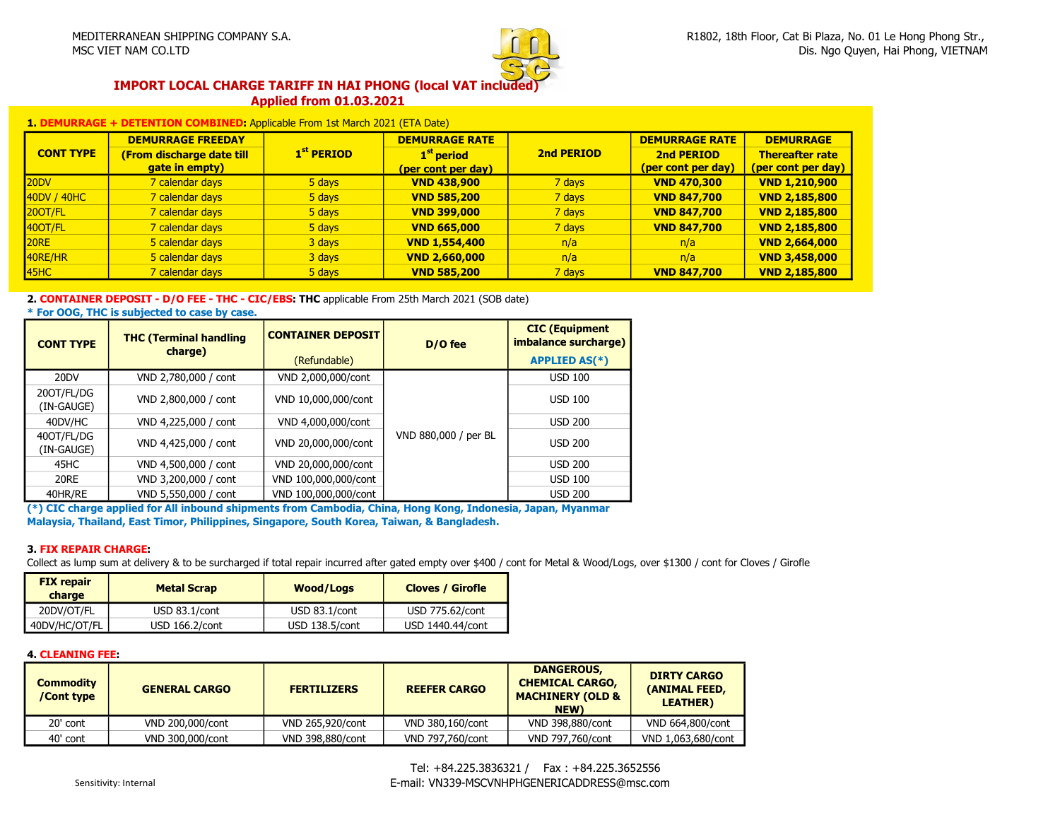MEDITERRANEAN SHIPPING COMPANY S.A.
MSC VIET NAM CO.LTD

R1802, 18th Floor, Cat Bi Plaza, No. 01 Le Hong Phong Str.,
Dis. Ngo Quyen, Hai Phong, VIETNAM

# IMPORT LOCAL CHARGE TARIFF IN HAI PHONG (local VAT included)

**Applied from 01.03.2021**

**1. DEMURRAGE + DETENTION COMBINED:** Applicable From 1st March 2021 (ETA Date)

| CONT TYPE | DEMURRAGE FREEDAY (From discharge date till gate in empty) | 1st PERIOD | DEMURRAGE RATE 1st period (per cont per day) | 2nd PERIOD | DEMURRAGE RATE 2nd PERIOD (per cont per day) | DEMURRAGE Thereafter rate (per cont per day) |
|---|---|---|---|---|---|---|
| 20DV | 7 calendar days | 5 days | **VND 438,900** | 7 days | **VND 470,300** | **VND 1,210,900** |
| 40DV / 40HC | 7 calendar days | 5 days | **VND 585,200** | 7 days | **VND 847,700** | **VND 2,185,800** |
| 20OT/FL | 7 calendar days | 5 days | **VND 399,000** | 7 days | **VND 847,700** | **VND 2,185,800** |
| 40OT/FL | 7 calendar days | 5 days | **VND 665,000** | 7 days | **VND 847,700** | **VND 2,185,800** |
| 20RE | 5 calendar days | 3 days | **VND 1,554,400** | n/a | n/a | **VND 2,664,000** |
| 40RE/HR | 5 calendar days | 3 days | **VND 2,660,000** | n/a | n/a | **VND 3,458,000** |
| 45HC | 7 calendar days | 5 days | **VND 585,200** | 7 days | **VND 847,700** | **VND 2,185,800** |

**2. CONTAINER DEPOSIT - D/O FEE - THC - CIC/EBS: THC** applicable From 25th March 2021 (SOB date)

**\* For OOG, THC is subjected to case by case.**

| CONT TYPE | THC (Terminal handling charge) | CONTAINER DEPOSIT (Refundable) | D/O fee | CIC (Equipment imbalance surcharge) APPLIED AS(*) |
|---|---|---|---|---|
| 20DV | VND 2,780,000 / cont | VND 2,000,000/cont | VND 880,000 / per BL | USD 100 |
| 20OT/FL/DG (IN-GAUGE) | VND 2,800,000 / cont | VND 10,000,000/cont | | USD 100 |
| 40DV/HC | VND 4,225,000 / cont | VND 4,000,000/cont | | USD 200 |
| 40OT/FL/DG (IN-GAUGE) | VND 4,425,000 / cont | VND 20,000,000/cont | | USD 200 |
| 45HC | VND 4,500,000 / cont | VND 20,000,000/cont | | USD 200 |
| 20RE | VND 3,200,000 / cont | VND 100,000,000/cont | | USD 100 |
| 40HR/RE | VND 5,550,000 / cont | VND 100,000,000/cont | | USD 200 |

**(\*) CIC charge applied for All inbound shipments from Cambodia, China, Hong Kong, Indonesia, Japan, Myanmar Malaysia, Thailand, East Timor, Philippines, Singapore, South Korea, Taiwan, & Bangladesh.**

**3. FIX REPAIR CHARGE:**

Collect as lump sum at delivery & to be surcharged if total repair incurred after gated empty over $400 / cont for Metal & Wood/Logs, over $1300 / cont for Cloves / Girofle

| FIX repair charge | Metal Scrap | Wood/Logs | Cloves / Girofle |
|---|---|---|---|
| 20DV/OT/FL | USD 83.1/cont | USD 83.1/cont | USD 775.62/cont |
| 40DV/HC/OT/FL | USD 166.2/cont | USD 138.5/cont | USD 1440.44/cont |

**4. CLEANING FEE:**

| Commodity /Cont type | GENERAL CARGO | FERTILIZERS | REEFER CARGO | DANGEROUS, CHEMICAL CARGO, MACHINERY (OLD & NEW) | DIRTY CARGO (ANIMAL FEED, LEATHER) |
|---|---|---|---|---|---|
| 20' cont | VND 200,000/cont | VND 265,920/cont | VND 380,160/cont | VND 398,880/cont | VND 664,800/cont |
| 40' cont | VND 300,000/cont | VND 398,880/cont | VND 797,760/cont | VND 797,760/cont | VND 1,063,680/cont |

Tel: +84.225.3836321 / Fax : +84.225.3652556
E-mail: VN339-MSCVNHPHGENERICADDRESS@msc.com

Sensitivity: Internal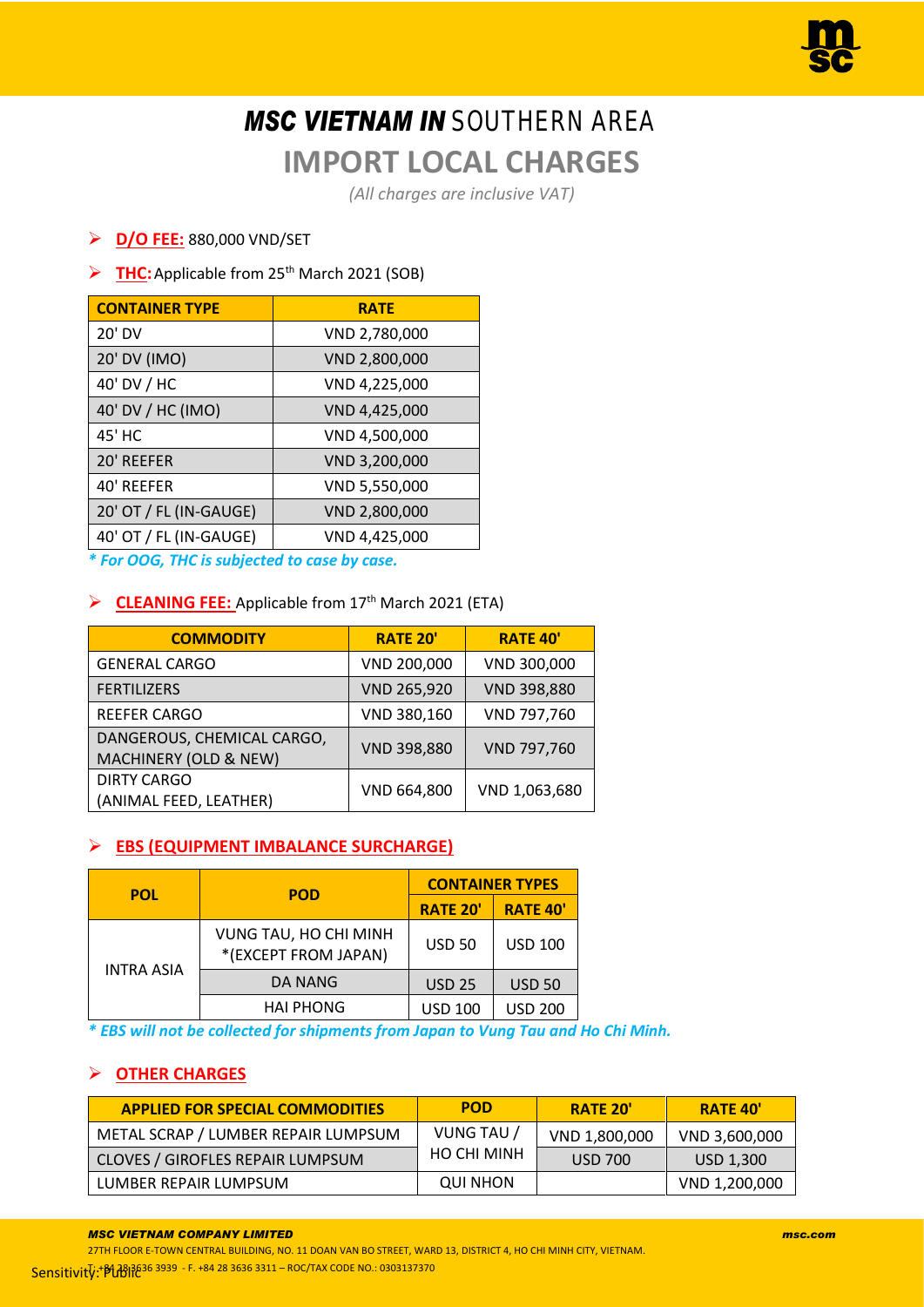# *MSC VIETNAM IN* SOUTHERN AREA

## IMPORT LOCAL CHARGES

*(All charges are inclusive VAT)*

- **D/O FEE:** 880,000 VND/SET

- **THC:** Applicable from 25th March 2021 (SOB)

| CONTAINER TYPE | RATE |
|---|---|
| 20' DV | VND 2,780,000 |
| 20' DV (IMO) | VND 2,800,000 |
| 40' DV / HC | VND 4,225,000 |
| 40' DV / HC (IMO) | VND 4,425,000 |
| 45' HC | VND 4,500,000 |
| 20' REEFER | VND 3,200,000 |
| 40' REEFER | VND 5,550,000 |
| 20' OT / FL (IN-GAUGE) | VND 2,800,000 |
| 40' OT / FL (IN-GAUGE) | VND 4,425,000 |

****For OOG, THC is subjected to case by case.***

- **CLEANING FEE:** Applicable from 17th March 2021 (ETA)

| COMMODITY | RATE 20' | RATE 40' |
|---|---|---|
| GENERAL CARGO | VND 200,000 | VND 300,000 |
| FERTILIZERS | VND 265,920 | VND 398,880 |
| REEFER CARGO | VND 380,160 | VND 797,760 |
| DANGEROUS, CHEMICAL CARGO, MACHINERY (OLD & NEW) | VND 398,880 | VND 797,760 |
| DIRTY CARGO (ANIMAL FEED, LEATHER) | VND 664,800 | VND 1,063,680 |

- **EBS (EQUIPMENT IMBALANCE SURCHARGE)**

| POL | POD | CONTAINER TYPES | |
|---|---|---|---|
| | | RATE 20' | RATE 40' |
| INTRA ASIA | VUNG TAU, HO CHI MINH *(EXCEPT FROM JAPAN) | USD 50 | USD 100 |
| | DA NANG | USD 25 | USD 50 |
| | HAI PHONG | USD 100 | USD 200 |

****EBS will not be collected for shipments from Japan to Vung Tau and Ho Chi Minh.***

- **OTHER CHARGES**

| APPLIED FOR SPECIAL COMMODITIES | POD | RATE 20' | RATE 40' |
|---|---|---|---|
| METAL SCRAP / LUMBER REPAIR LUMPSUM | VUNG TAU / HO CHI MINH | VND 1,800,000 | VND 3,600,000 |
| CLOVES / GIROFLES REPAIR LUMPSUM | | USD 700 | USD 1,300 |
| LUMBER REPAIR LUMPSUM | QUI NHON | | VND 1,200,000 |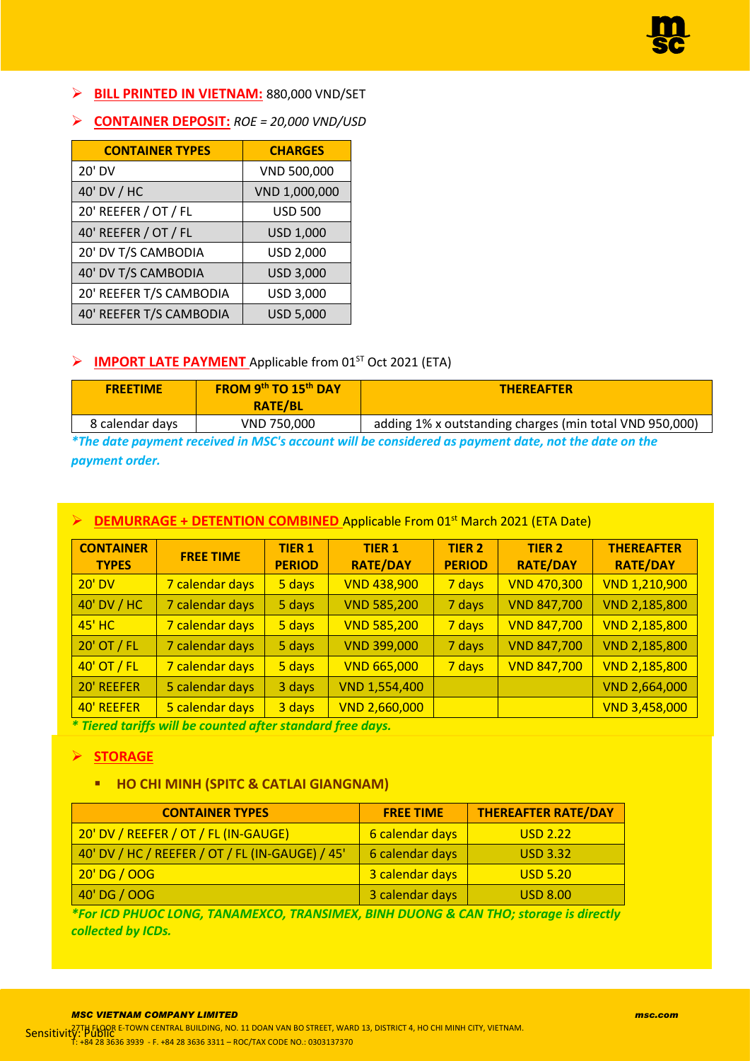- **BILL PRINTED IN VIETNAM:** 880,000 VND/SET
- **CONTAINER DEPOSIT:** *ROE = 20,000 VND/USD*

| CONTAINER TYPES | CHARGES |
|---|---|
| 20' DV | VND 500,000 |
| 40' DV / HC | VND 1,000,000 |
| 20' REEFER / OT / FL | USD 500 |
| 40' REEFER / OT / FL | USD 1,000 |
| 20' DV T/S CAMBODIA | USD 2,000 |
| 40' DV T/S CAMBODIA | USD 3,000 |
| 20' REEFER T/S CAMBODIA | USD 3,000 |
| 40' REEFER T/S CAMBODIA | USD 5,000 |

- **IMPORT LATE PAYMENT** Applicable from 01ST Oct 2021 (ETA)

| FREETIME | FROM 9th TO 15th DAY RATE/BL | THEREAFTER |
|---|---|---|
| 8 calendar days | VND 750,000 | adding 1% x outstanding charges (min total VND 950,000) |

***The date payment received in MSC's account will be considered as payment date, not the date on the payment order.***

- **DEMURRAGE + DETENTION COMBINED** Applicable From 01st March 2021 (ETA Date)

| CONTAINER TYPES | FREE TIME | TIER 1 PERIOD | TIER 1 RATE/DAY | TIER 2 PERIOD | TIER 2 RATE/DAY | THEREAFTER RATE/DAY |
|---|---|---|---|---|---|---|
| 20' DV | 7 calendar days | 5 days | VND 438,900 | 7 days | VND 470,300 | VND 1,210,900 |
| 40' DV / HC | 7 calendar days | 5 days | VND 585,200 | 7 days | VND 847,700 | VND 2,185,800 |
| 45' HC | 7 calendar days | 5 days | VND 585,200 | 7 days | VND 847,700 | VND 2,185,800 |
| 20' OT / FL | 7 calendar days | 5 days | VND 399,000 | 7 days | VND 847,700 | VND 2,185,800 |
| 40' OT / FL | 7 calendar days | 5 days | VND 665,000 | 7 days | VND 847,700 | VND 2,185,800 |
| 20' REEFER | 5 calendar days | 3 days | VND 1,554,400 | | | VND 2,664,000 |
| 40' REEFER | 5 calendar days | 3 days | VND 2,660,000 | | | VND 3,458,000 |

***\* Tiered tariffs will be counted after standard free days.***

- **STORAGE**
  - **HO CHI MINH (SPITC & CATLAI GIANGNAM)**

| CONTAINER TYPES | FREE TIME | THEREAFTER RATE/DAY |
|---|---|---|
| 20' DV / REEFER / OT / FL (IN-GAUGE) | 6 calendar days | USD 2.22 |
| 40' DV / HC / REEFER / OT / FL (IN-GAUGE) / 45' | 6 calendar days | USD 3.32 |
| 20' DG / OOG | 3 calendar days | USD 5.20 |
| 40' DG / OOG | 3 calendar days | USD 8.00 |

***\*For ICD PHUOC LONG, TANAMEXCO, TRANSIMEX, BINH DUONG & CAN THO; storage is directly collected by ICDs.***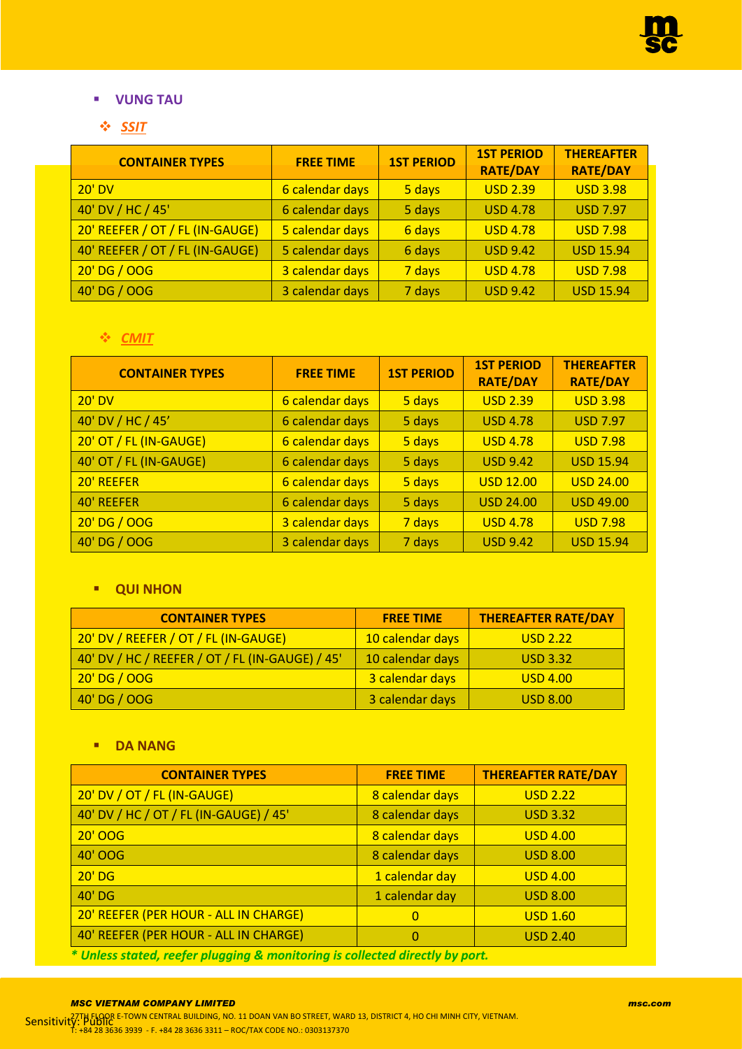- **VUNG TAU**

  - ***SSIT***

| CONTAINER TYPES | FREE TIME | 1ST PERIOD | 1ST PERIOD RATE/DAY | THEREAFTER RATE/DAY |
|---|---|---|---|---|
| 20' DV | 6 calendar days | 5 days | USD 2.39 | USD 3.98 |
| 40' DV / HC / 45' | 6 calendar days | 5 days | USD 4.78 | USD 7.97 |
| 20' REEFER / OT / FL (IN-GAUGE) | 5 calendar days | 6 days | USD 4.78 | USD 7.98 |
| 40' REEFER / OT / FL (IN-GAUGE) | 5 calendar days | 6 days | USD 9.42 | USD 15.94 |
| 20' DG / OOG | 3 calendar days | 7 days | USD 4.78 | USD 7.98 |
| 40' DG / OOG | 3 calendar days | 7 days | USD 9.42 | USD 15.94 |

  - ***CMIT***

| CONTAINER TYPES | FREE TIME | 1ST PERIOD | 1ST PERIOD RATE/DAY | THEREAFTER RATE/DAY |
|---|---|---|---|---|
| 20' DV | 6 calendar days | 5 days | USD 2.39 | USD 3.98 |
| 40' DV / HC / 45' | 6 calendar days | 5 days | USD 4.78 | USD 7.97 |
| 20' OT / FL (IN-GAUGE) | 6 calendar days | 5 days | USD 4.78 | USD 7.98 |
| 40' OT / FL (IN-GAUGE) | 6 calendar days | 5 days | USD 9.42 | USD 15.94 |
| 20' REEFER | 6 calendar days | 5 days | USD 12.00 | USD 24.00 |
| 40' REEFER | 6 calendar days | 5 days | USD 24.00 | USD 49.00 |
| 20' DG / OOG | 3 calendar days | 7 days | USD 4.78 | USD 7.98 |
| 40' DG / OOG | 3 calendar days | 7 days | USD 9.42 | USD 15.94 |

- **QUI NHON**

| CONTAINER TYPES | FREE TIME | THEREAFTER RATE/DAY |
|---|---|---|
| 20' DV / REEFER / OT / FL (IN-GAUGE) | 10 calendar days | USD 2.22 |
| 40' DV / HC / REEFER / OT / FL (IN-GAUGE) / 45' | 10 calendar days | USD 3.32 |
| 20' DG / OOG | 3 calendar days | USD 4.00 |
| 40' DG / OOG | 3 calendar days | USD 8.00 |

- **DA NANG**

| CONTAINER TYPES | FREE TIME | THEREAFTER RATE/DAY |
|---|---|---|
| 20' DV / OT / FL (IN-GAUGE) | 8 calendar days | USD 2.22 |
| 40' DV / HC / OT / FL (IN-GAUGE) / 45' | 8 calendar days | USD 3.32 |
| 20' OOG | 8 calendar days | USD 4.00 |
| 40' OOG | 8 calendar days | USD 8.00 |
| 20' DG | 1 calendar day | USD 4.00 |
| 40' DG | 1 calendar day | USD 8.00 |
| 20' REEFER (PER HOUR - ALL IN CHARGE) | 0 | USD 1.60 |
| 40' REEFER (PER HOUR - ALL IN CHARGE) | 0 | USD 2.40 |

*\* Unless stated, reefer plugging & monitoring is collected directly by port.*